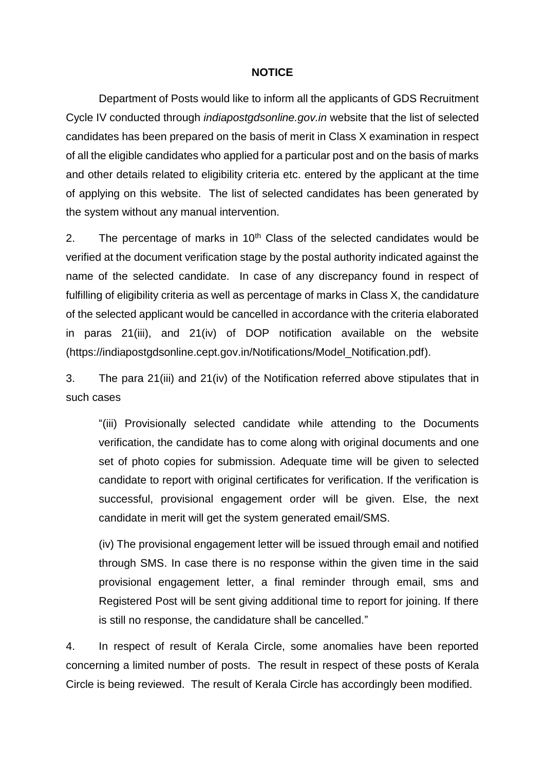**NOTICE**

Department of Posts would like to inform all the applicants of GDS Recruitment Cycle IV conducted through *indiapostgdsonline.gov.in* website that the list of selected candidates has been prepared on the basis of merit in Class X examination in respect of all the eligible candidates who applied for a particular post and on the basis of marks and other details related to eligibility criteria etc. entered by the applicant at the time of applying on this website. The list of selected candidates has been generated by the system without any manual intervention.

2. The percentage of marks in 10th Class of the selected candidates would be verified at the document verification stage by the postal authority indicated against the name of the selected candidate. In case of any discrepancy found in respect of fulfilling of eligibility criteria as well as percentage of marks in Class X, the candidature of the selected applicant would be cancelled in accordance with the criteria elaborated in paras 21(iii), and 21(iv) of DOP notification available on the website (https://indiapostgdsonline.cept.gov.in/Notifications/Model_Notification.pdf).

3. The para 21(iii) and 21(iv) of the Notification referred above stipulates that in such cases

> "(iii) Provisionally selected candidate while attending to the Documents verification, the candidate has to come along with original documents and one set of photo copies for submission. Adequate time will be given to selected candidate to report with original certificates for verification. If the verification is successful, provisional engagement order will be given. Else, the next candidate in merit will get the system generated email/SMS.
>
> (iv) The provisional engagement letter will be issued through email and notified through SMS. In case there is no response within the given time in the said provisional engagement letter, a final reminder through email, sms and Registered Post will be sent giving additional time to report for joining. If there is still no response, the candidature shall be cancelled."

4. In respect of result of Kerala Circle, some anomalies have been reported concerning a limited number of posts. The result in respect of these posts of Kerala Circle is being reviewed. The result of Kerala Circle has accordingly been modified.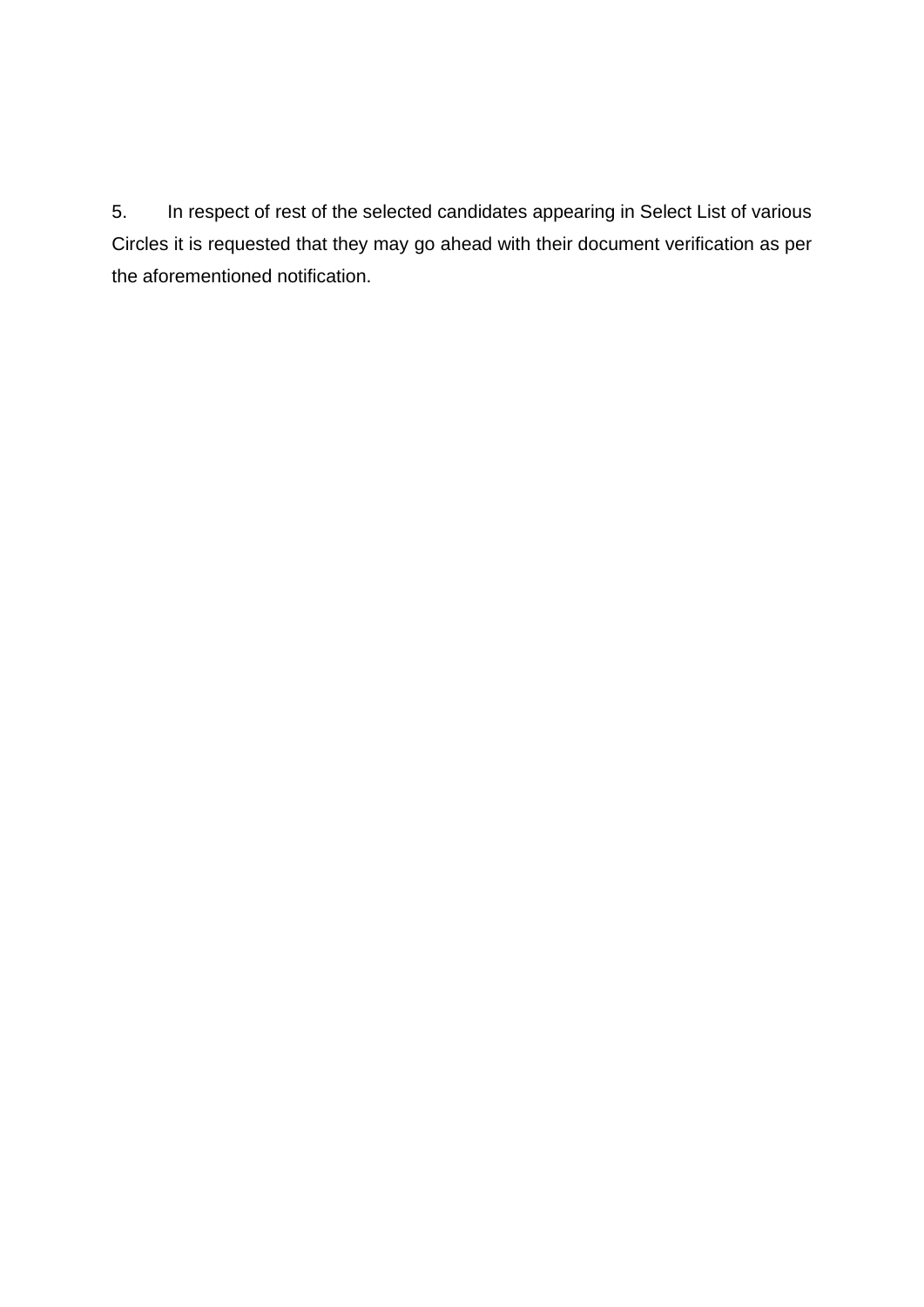5. In respect of rest of the selected candidates appearing in Select List of various Circles it is requested that they may go ahead with their document verification as per the aforementioned notification.